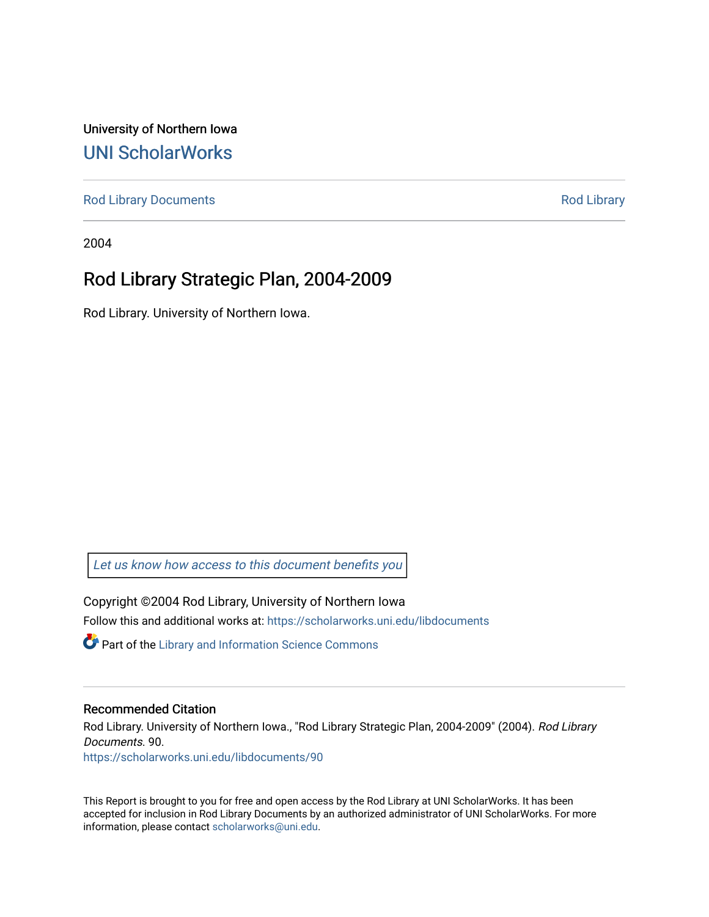University of Northern Iowa

# UNI ScholarWorks

Rod Library Documents | Rod Library

2004

## Rod Library Strategic Plan, 2004-2009

Rod Library. University of Northern Iowa.

*Let us know how access to this document benefits you*

Copyright ©2004 Rod Library, University of Northern Iowa

Follow this and additional works at: https://scholarworks.uni.edu/libdocuments

Part of the Library and Information Science Commons

### Recommended Citation

Rod Library. University of Northern Iowa., "Rod Library Strategic Plan, 2004-2009" (2004). *Rod Library Documents*. 90.
https://scholarworks.uni.edu/libdocuments/90

This Report is brought to you for free and open access by the Rod Library at UNI ScholarWorks. It has been accepted for inclusion in Rod Library Documents by an authorized administrator of UNI ScholarWorks. For more information, please contact scholarworks@uni.edu.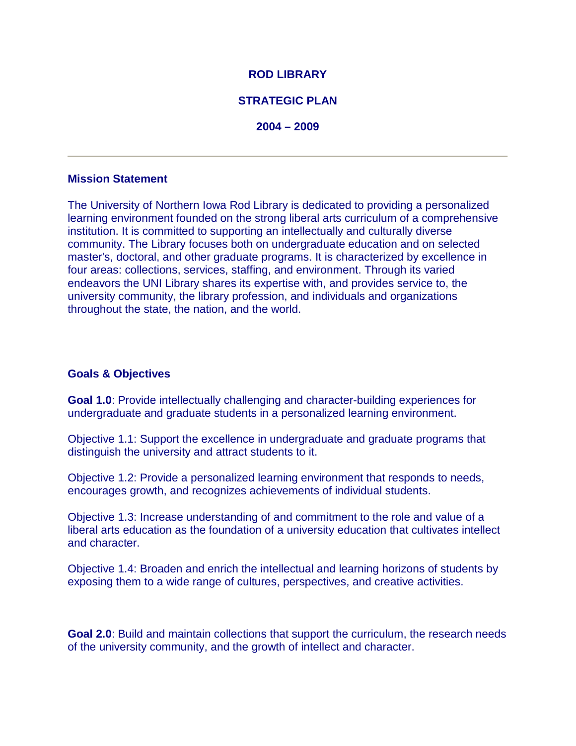# ROD LIBRARY

# STRATEGIC PLAN

# 2004 – 2009

---

## Mission Statement

The University of Northern Iowa Rod Library is dedicated to providing a personalized learning environment founded on the strong liberal arts curriculum of a comprehensive institution. It is committed to supporting an intellectually and culturally diverse community. The Library focuses both on undergraduate education and on selected master's, doctoral, and other graduate programs. It is characterized by excellence in four areas: collections, services, staffing, and environment. Through its varied endeavors the UNI Library shares its expertise with, and provides service to, the university community, the library profession, and individuals and organizations throughout the state, the nation, and the world.

## Goals & Objectives

**Goal 1.0**: Provide intellectually challenging and character-building experiences for undergraduate and graduate students in a personalized learning environment.

Objective 1.1: Support the excellence in undergraduate and graduate programs that distinguish the university and attract students to it.

Objective 1.2: Provide a personalized learning environment that responds to needs, encourages growth, and recognizes achievements of individual students.

Objective 1.3: Increase understanding of and commitment to the role and value of a liberal arts education as the foundation of a university education that cultivates intellect and character.

Objective 1.4: Broaden and enrich the intellectual and learning horizons of students by exposing them to a wide range of cultures, perspectives, and creative activities.

**Goal 2.0**: Build and maintain collections that support the curriculum, the research needs of the university community, and the growth of intellect and character.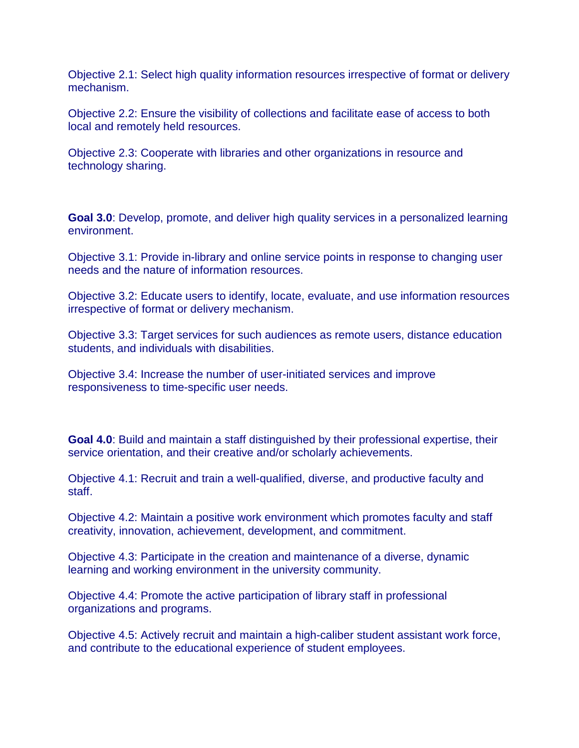Objective 2.1: Select high quality information resources irrespective of format or delivery mechanism.

Objective 2.2: Ensure the visibility of collections and facilitate ease of access to both local and remotely held resources.

Objective 2.3: Cooperate with libraries and other organizations in resource and technology sharing.

**Goal 3.0**: Develop, promote, and deliver high quality services in a personalized learning environment.

Objective 3.1: Provide in-library and online service points in response to changing user needs and the nature of information resources.

Objective 3.2: Educate users to identify, locate, evaluate, and use information resources irrespective of format or delivery mechanism.

Objective 3.3: Target services for such audiences as remote users, distance education students, and individuals with disabilities.

Objective 3.4: Increase the number of user-initiated services and improve responsiveness to time-specific user needs.

**Goal 4.0**: Build and maintain a staff distinguished by their professional expertise, their service orientation, and their creative and/or scholarly achievements.

Objective 4.1: Recruit and train a well-qualified, diverse, and productive faculty and staff.

Objective 4.2: Maintain a positive work environment which promotes faculty and staff creativity, innovation, achievement, development, and commitment.

Objective 4.3: Participate in the creation and maintenance of a diverse, dynamic learning and working environment in the university community.

Objective 4.4: Promote the active participation of library staff in professional organizations and programs.

Objective 4.5: Actively recruit and maintain a high-caliber student assistant work force, and contribute to the educational experience of student employees.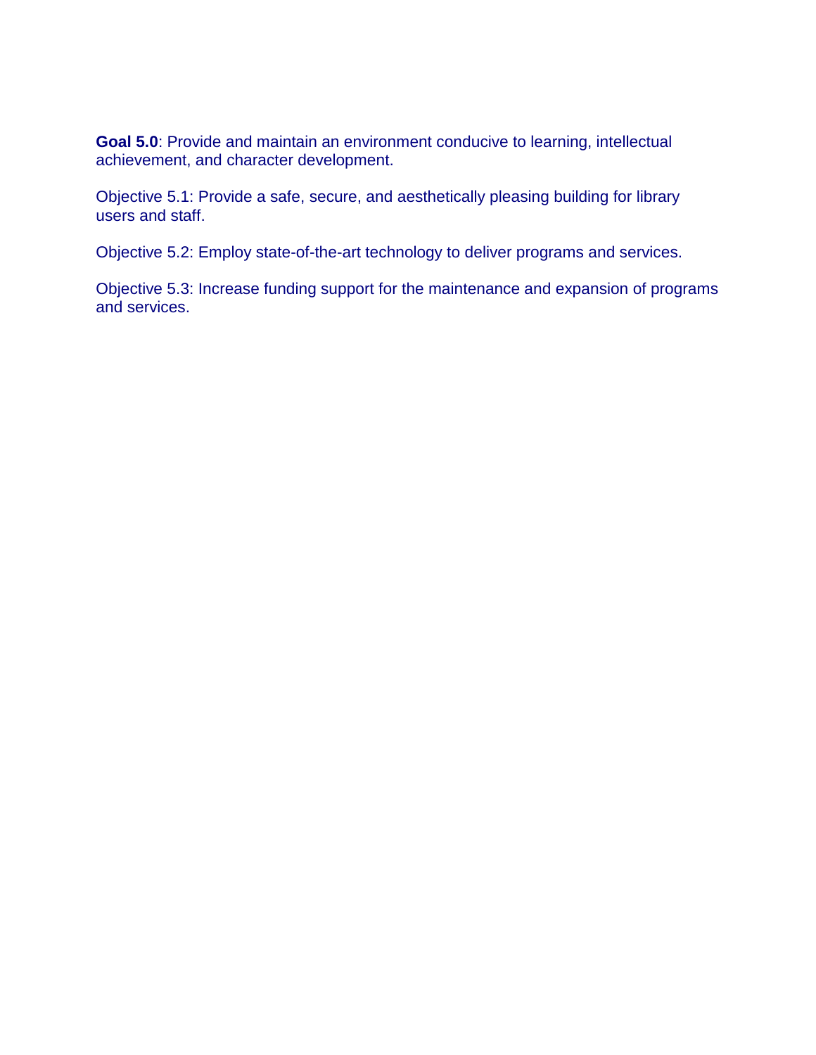**Goal 5.0**: Provide and maintain an environment conducive to learning, intellectual achievement, and character development.

Objective 5.1: Provide a safe, secure, and aesthetically pleasing building for library users and staff.

Objective 5.2: Employ state-of-the-art technology to deliver programs and services.

Objective 5.3: Increase funding support for the maintenance and expansion of programs and services.